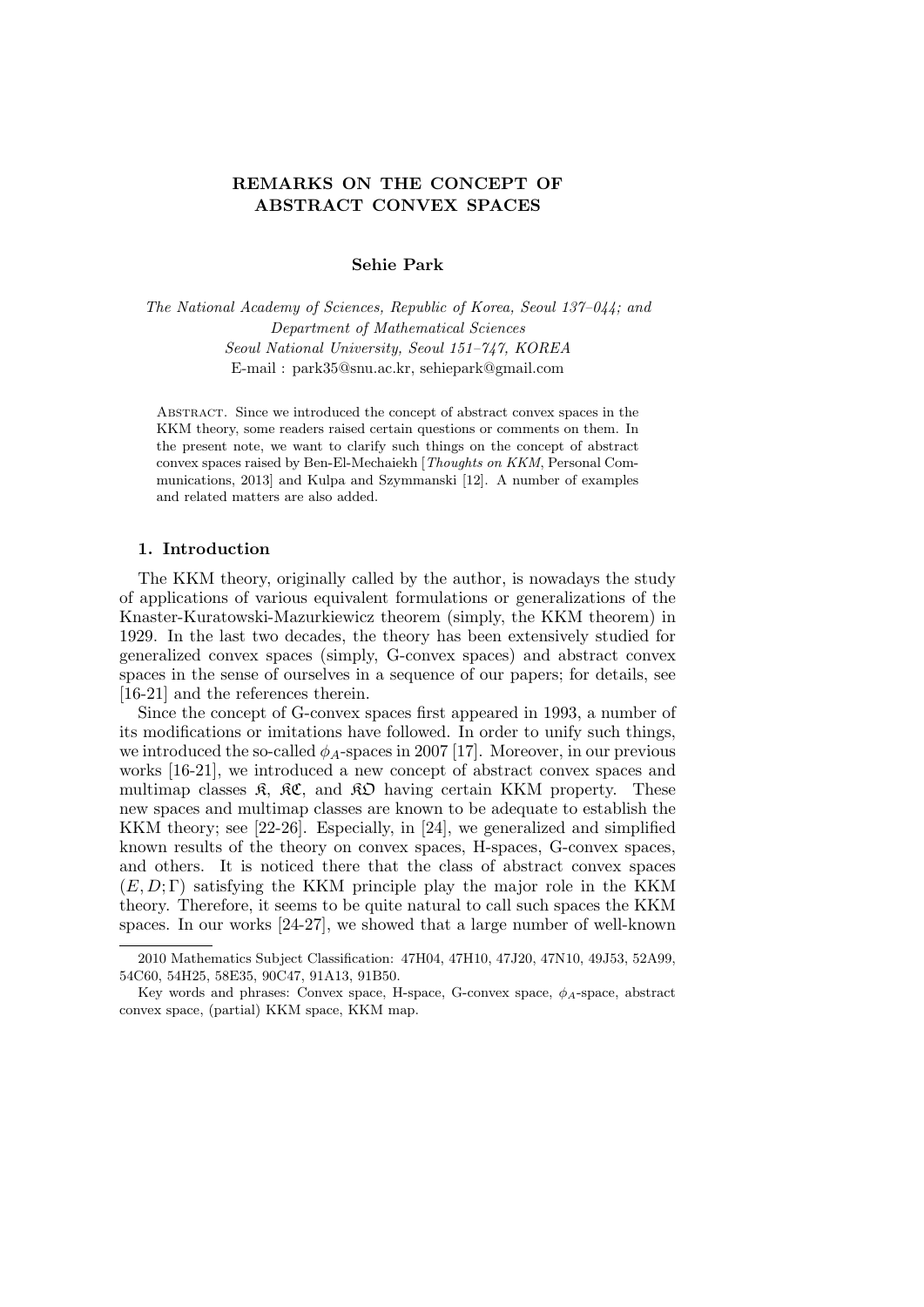# REMARKS ON THE CONCEPT OF ABSTRACT CONVEX SPACES

**Sehie Park**

*The National Academy of Sciences, Republic of Korea, Seoul 137–044; and*
*Department of Mathematical Sciences*
*Seoul National University, Seoul 151–747, KOREA*
E-mail : park35@snu.ac.kr, sehiepark@gmail.com

Abstract. Since we introduced the concept of abstract convex spaces in the KKM theory, some readers raised certain questions or comments on them. In the present note, we want to clarify such things on the concept of abstract convex spaces raised by Ben-El-Mechaiekh [*Thoughts on KKM*, Personal Communications, 2013] and Kulpa and Szymmanski [12]. A number of examples and related matters are also added.

## 1. Introduction

The KKM theory, originally called by the author, is nowadays the study of applications of various equivalent formulations or generalizations of the Knaster-Kuratowski-Mazurkiewicz theorem (simply, the KKM theorem) in 1929. In the last two decades, the theory has been extensively studied for generalized convex spaces (simply, G-convex spaces) and abstract convex spaces in the sense of ourselves in a sequence of our papers; for details, see [16-21] and the references therein.

Since the concept of G-convex spaces first appeared in 1993, a number of its modifications or imitations have followed. In order to unify such things, we introduced the so-called $\phi_A$-spaces in 2007 [17]. Moreover, in our previous works [16-21], we introduced a new concept of abstract convex spaces and multimap classes $\mathfrak{K}$, $\mathfrak{KC}$, and $\mathfrak{KO}$ having certain KKM property. These new spaces and multimap classes are known to be adequate to establish the KKM theory; see [22-26]. Especially, in [24], we generalized and simplified known results of the theory on convex spaces, H-spaces, G-convex spaces, and others. It is noticed there that the class of abstract convex spaces $(E, D; \Gamma)$ satisfying the KKM principle play the major role in the KKM theory. Therefore, it seems to be quite natural to call such spaces the KKM spaces. In our works [24-27], we showed that a large number of well-known

2010 Mathematics Subject Classification: 47H04, 47H10, 47J20, 47N10, 49J53, 52A99, 54C60, 54H25, 58E35, 90C47, 91A13, 91B50.

Key words and phrases: Convex space, H-space, G-convex space, $\phi_A$-space, abstract convex space, (partial) KKM space, KKM map.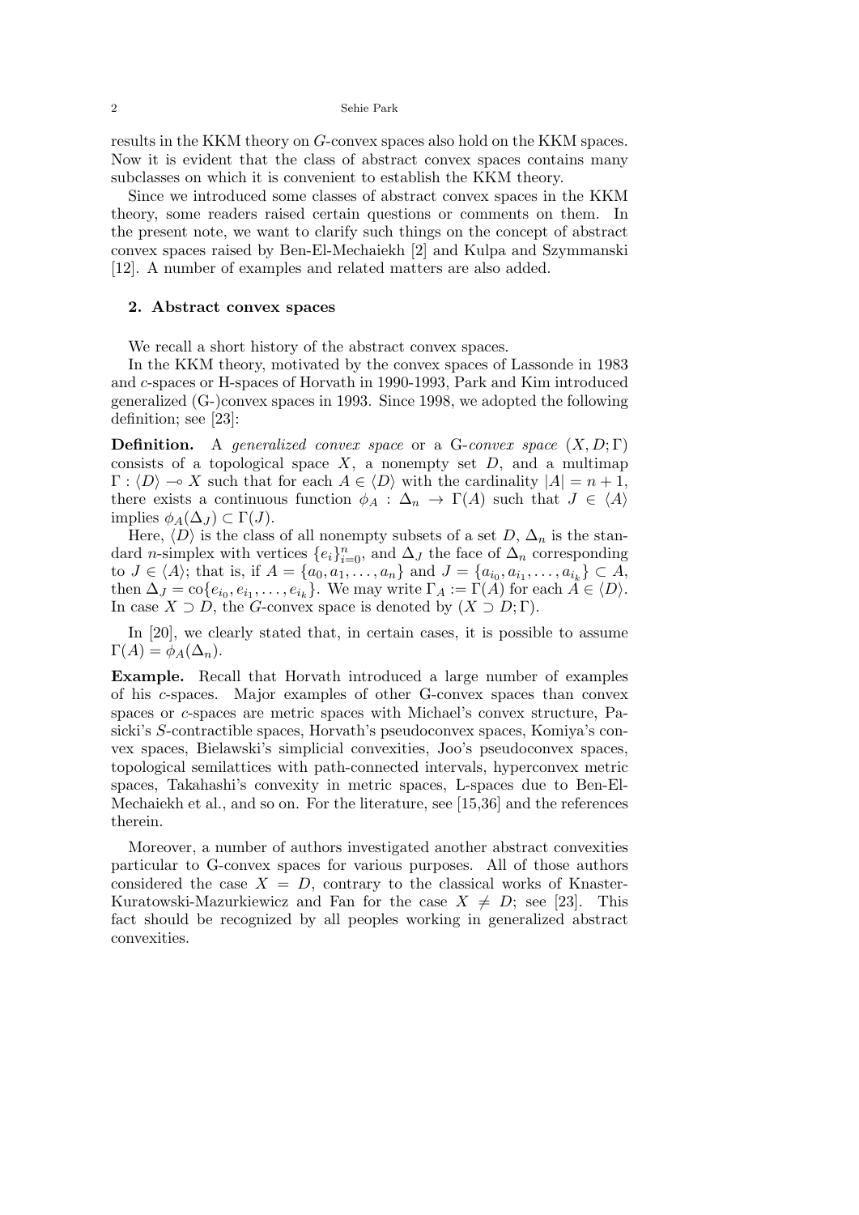results in the KKM theory on $G$-convex spaces also hold on the KKM spaces. Now it is evident that the class of abstract convex spaces contains many subclasses on which it is convenient to establish the KKM theory.

Since we introduced some classes of abstract convex spaces in the KKM theory, some readers raised certain questions or comments on them. In the present note, we want to clarify such things on the concept of abstract convex spaces raised by Ben-El-Mechaiekh [2] and Kulpa and Szymmanski [12]. A number of examples and related matters are also added.

## 2. Abstract convex spaces

We recall a short history of the abstract convex spaces.

In the KKM theory, motivated by the convex spaces of Lassonde in 1983 and $c$-spaces or H-spaces of Horvath in 1990-1993, Park and Kim introduced generalized (G-)convex spaces in 1993. Since 1998, we adopted the following definition; see [23]:

**Definition.** A *generalized convex space* or a G-*convex space* $(X, D; \Gamma)$ consists of a topological space $X$, a nonempty set $D$, and a multimap $\Gamma : \langle D \rangle \multimap X$ such that for each $A \in \langle D \rangle$ with the cardinality $|A| = n + 1$, there exists a continuous function $\phi_A : \Delta_n \to \Gamma(A)$ such that $J \in \langle A \rangle$ implies $\phi_A(\Delta_J) \subset \Gamma(J)$.

Here, $\langle D \rangle$ is the class of all nonempty subsets of a set $D$, $\Delta_n$ is the standard $n$-simplex with vertices $\{e_i\}_{i=0}^n$, and $\Delta_J$ the face of $\Delta_n$ corresponding to $J \in \langle A \rangle$; that is, if $A = \{a_0, a_1, \ldots, a_n\}$ and $J = \{a_{i_0}, a_{i_1}, \ldots, a_{i_k}\} \subset A$, then $\Delta_J = \mathrm{co}\{e_{i_0}, e_{i_1}, \ldots, e_{i_k}\}$. We may write $\Gamma_A := \Gamma(A)$ for each $A \in \langle D \rangle$. In case $X \supset D$, the $G$-convex space is denoted by $(X \supset D; \Gamma)$.

In [20], we clearly stated that, in certain cases, it is possible to assume $\Gamma(A) = \phi_A(\Delta_n)$.

**Example.** Recall that Horvath introduced a large number of examples of his $c$-spaces. Major examples of other G-convex spaces than convex spaces or $c$-spaces are metric spaces with Michael's convex structure, Pasicki's $S$-contractible spaces, Horvath's pseudoconvex spaces, Komiya's convex spaces, Bielawski's simplicial convexities, Joo's pseudoconvex spaces, topological semilattices with path-connected intervals, hyperconvex metric spaces, Takahashi's convexity in metric spaces, L-spaces due to Ben-El-Mechaiekh et al., and so on. For the literature, see [15,36] and the references therein.

Moreover, a number of authors investigated another abstract convexities particular to G-convex spaces for various purposes. All of those authors considered the case $X = D$, contrary to the classical works of Knaster-Kuratowski-Mazurkiewicz and Fan for the case $X \neq D$; see [23]. This fact should be recognized by all peoples working in generalized abstract convexities.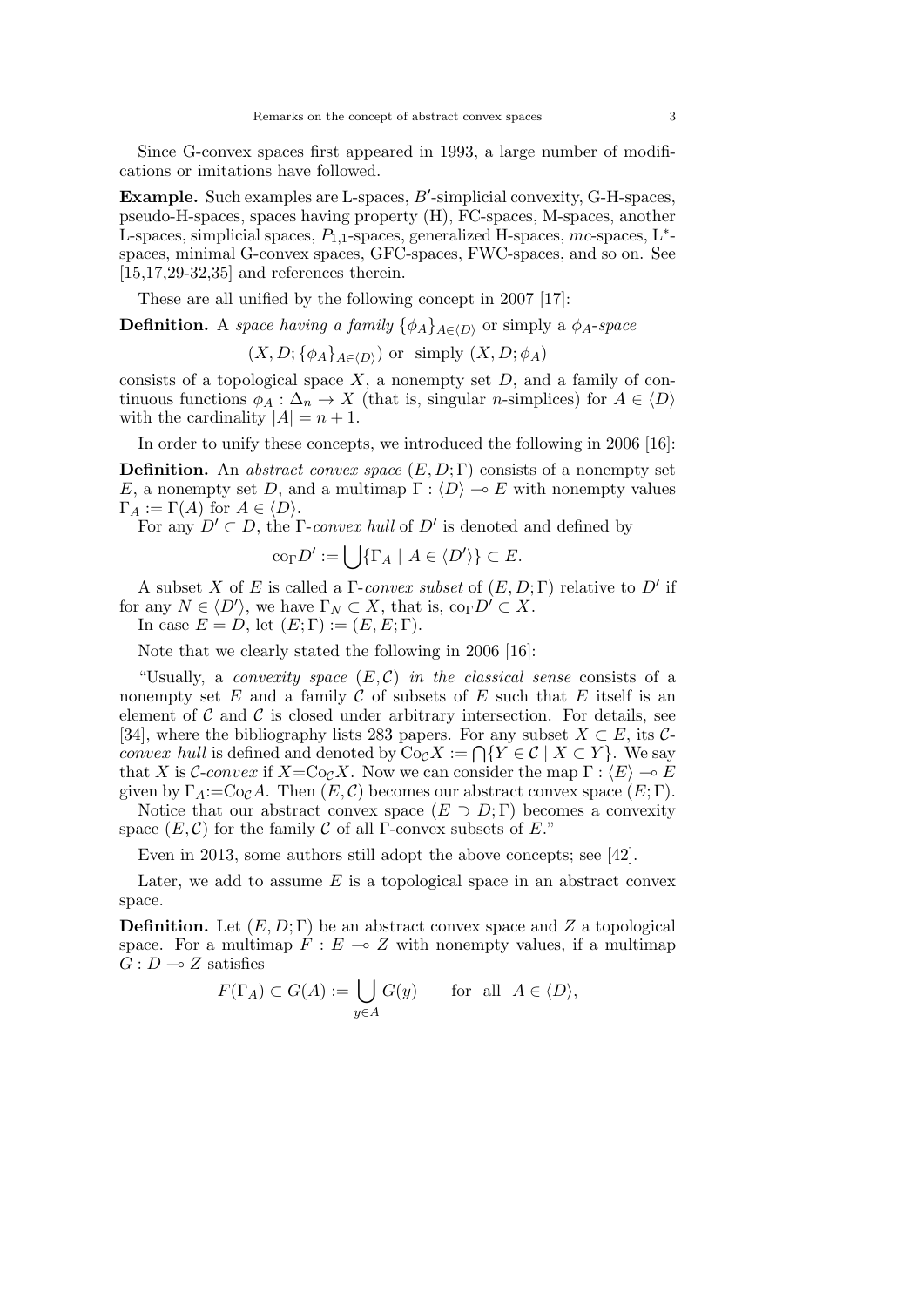Since G-convex spaces first appeared in 1993, a large number of modifications or imitations have followed.

**Example.** Such examples are L-spaces, $B'$-simplicial convexity, G-H-spaces, pseudo-H-spaces, spaces having property (H), FC-spaces, M-spaces, another L-spaces, simplicial spaces, $P_{1,1}$-spaces, generalized H-spaces, $mc$-spaces, L$^*$-spaces, minimal G-convex spaces, GFC-spaces, FWC-spaces, and so on. See [15,17,29-32,35] and references therein.

These are all unified by the following concept in 2007 [17]:

**Definition.** A *space having a family* $\{\phi_A\}_{A\in\langle D\rangle}$ or simply a *$\phi_A$-space*

$$(X, D; \{\phi_A\}_{A\in\langle D\rangle}) \text{ or simply } (X, D; \phi_A)$$

consists of a topological space $X$, a nonempty set $D$, and a family of continuous functions $\phi_A : \Delta_n \to X$ (that is, singular $n$-simplices) for $A \in \langle D\rangle$ with the cardinality $|A| = n + 1$.

In order to unify these concepts, we introduced the following in 2006 [16]:

**Definition.** An *abstract convex space* $(E, D; \Gamma)$ consists of a nonempty set $E$, a nonempty set $D$, and a multimap $\Gamma : \langle D\rangle \multimap E$ with nonempty values $\Gamma_A := \Gamma(A)$ for $A \in \langle D\rangle$.

For any $D' \subset D$, the *$\Gamma$-convex hull* of $D'$ is denoted and defined by

$$\mathrm{co}_\Gamma D' := \bigcup\{\Gamma_A \mid A \in \langle D'\rangle\} \subset E.$$

A subset $X$ of $E$ is called a *$\Gamma$-convex subset* of $(E, D; \Gamma)$ relative to $D'$ if for any $N \in \langle D'\rangle$, we have $\Gamma_N \subset X$, that is, $\mathrm{co}_\Gamma D' \subset X$.

In case $E = D$, let $(E; \Gamma) := (E, E; \Gamma)$.

Note that we clearly stated the following in 2006 [16]:

"Usually, a *convexity space* $(E, \mathcal{C})$ *in the classical sense* consists of a nonempty set $E$ and a family $\mathcal{C}$ of subsets of $E$ such that $E$ itself is an element of $\mathcal{C}$ and $\mathcal{C}$ is closed under arbitrary intersection. For details, see [34], where the bibliography lists 283 papers. For any subset $X \subset E$, its *$\mathcal{C}$-convex hull* is defined and denoted by $\mathrm{Co}_\mathcal{C} X := \bigcap\{Y \in \mathcal{C} \mid X \subset Y\}$. We say that $X$ is *$\mathcal{C}$-convex* if $X = \mathrm{Co}_\mathcal{C} X$. Now we can consider the map $\Gamma : \langle E\rangle \multimap E$ given by $\Gamma_A := \mathrm{Co}_\mathcal{C} A$. Then $(E, \mathcal{C})$ becomes our abstract convex space $(E; \Gamma)$.

Notice that our abstract convex space $(E \supset D; \Gamma)$ becomes a convexity space $(E, \mathcal{C})$ for the family $\mathcal{C}$ of all $\Gamma$-convex subsets of $E$."

Even in 2013, some authors still adopt the above concepts; see [42].

Later, we add to assume $E$ is a topological space in an abstract convex space.

**Definition.** Let $(E, D; \Gamma)$ be an abstract convex space and $Z$ a topological space. For a multimap $F : E \multimap Z$ with nonempty values, if a multimap $G : D \multimap Z$ satisfies

$$F(\Gamma_A) \subset G(A) := \bigcup_{y\in A} G(y) \qquad \text{for all } A \in \langle D\rangle,$$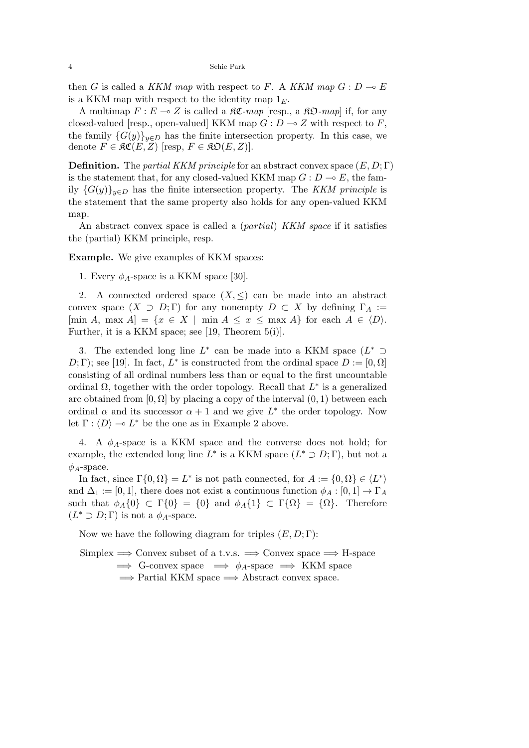then $G$ is called a *KKM map* with respect to $F$. A *KKM map* $G : D \multimap E$ is a KKM map with respect to the identity map $1_E$.

A multimap $F : E \multimap Z$ is called a $\mathfrak{KC}$*-map* [resp., a $\mathfrak{KO}$*-map*] if, for any closed-valued [resp., open-valued] KKM map $G : D \multimap Z$ with respect to $F$, the family $\{G(y)\}_{y \in D}$ has the finite intersection property. In this case, we denote $F \in \mathfrak{KC}(E, Z)$ [resp, $F \in \mathfrak{KO}(E, Z)$].

**Definition.** The *partial KKM principle* for an abstract convex space $(E, D; \Gamma)$ is the statement that, for any closed-valued KKM map $G : D \multimap E$, the family $\{G(y)\}_{y \in D}$ has the finite intersection property. The *KKM principle* is the statement that the same property also holds for any open-valued KKM map.

An abstract convex space is called a (*partial*) *KKM space* if it satisfies the (partial) KKM principle, resp.

**Example.** We give examples of KKM spaces:

1. Every $\phi_A$-space is a KKM space [30].

2. A connected ordered space $(X, \leq)$ can be made into an abstract convex space $(X \supset D; \Gamma)$ for any nonempty $D \subset X$ by defining $\Gamma_A := [\min A, \max A] = \{x \in X \mid \min A \leq x \leq \max A\}$ for each $A \in \langle D \rangle$. Further, it is a KKM space; see [19, Theorem 5(i)].

3. The extended long line $L^*$ can be made into a KKM space $(L^* \supset D; \Gamma)$; see [19]. In fact, $L^*$ is constructed from the ordinal space $D := [0, \Omega]$ consisting of all ordinal numbers less than or equal to the first uncountable ordinal $\Omega$, together with the order topology. Recall that $L^*$ is a generalized arc obtained from $[0, \Omega]$ by placing a copy of the interval $(0, 1)$ between each ordinal $\alpha$ and its successor $\alpha + 1$ and we give $L^*$ the order topology. Now let $\Gamma : \langle D \rangle \multimap L^*$ be the one as in Example 2 above.

4. A $\phi_A$-space is a KKM space and the converse does not hold; for example, the extended long line $L^*$ is a KKM space $(L^* \supset D; \Gamma)$, but not a $\phi_A$-space.

In fact, since $\Gamma\{0, \Omega\} = L^*$ is not path connected, for $A := \{0, \Omega\} \in \langle L^* \rangle$ and $\Delta_1 := [0, 1]$, there does not exist a continuous function $\phi_A : [0, 1] \to \Gamma_A$ such that $\phi_A\{0\} \subset \Gamma\{0\} = \{0\}$ and $\phi_A\{1\} \subset \Gamma\{\Omega\} = \{\Omega\}$. Therefore $(L^* \supset D; \Gamma)$ is not a $\phi_A$-space.

Now we have the following diagram for triples $(E, D; \Gamma)$:

Simplex $\Longrightarrow$ Convex subset of a t.v.s. $\Longrightarrow$ Convex space $\Longrightarrow$ H-space
$\Longrightarrow$ G-convex space $\Longrightarrow$ $\phi_A$-space $\Longrightarrow$ KKM space
$\Longrightarrow$ Partial KKM space $\Longrightarrow$ Abstract convex space.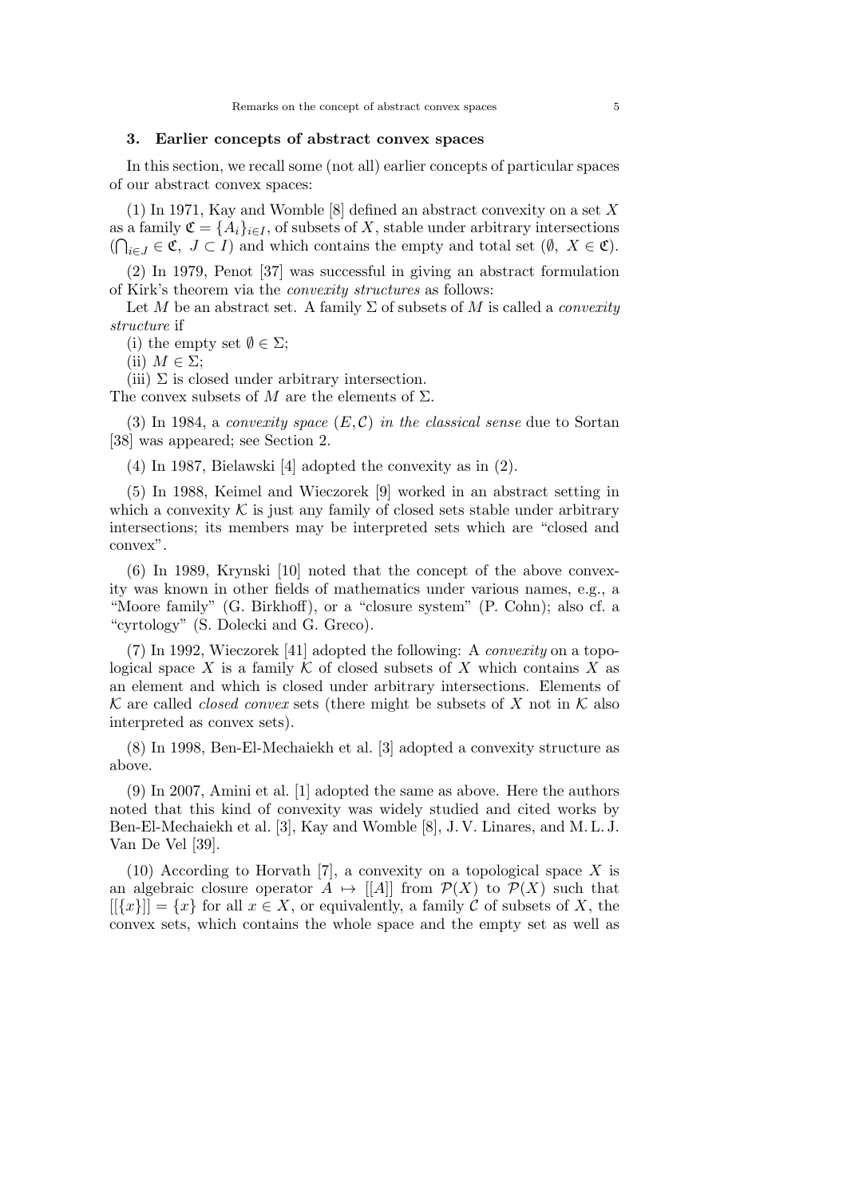### 3. Earlier concepts of abstract convex spaces

In this section, we recall some (not all) earlier concepts of particular spaces of our abstract convex spaces:

(1) In 1971, Kay and Womble [8] defined an abstract convexity on a set $X$ as a family $\mathfrak{C} = \{A_i\}_{i \in I}$, of subsets of $X$, stable under arbitrary intersections ($\bigcap_{i \in J} \in \mathfrak{C},\ J \subset I$) and which contains the empty and total set ($\emptyset,\ X \in \mathfrak{C}$).

(2) In 1979, Penot [37] was successful in giving an abstract formulation of Kirk's theorem via the *convexity structures* as follows:

Let $M$ be an abstract set. A family $\Sigma$ of subsets of $M$ is called a *convexity structure* if

(i) the empty set $\emptyset \in \Sigma$;

(ii) $M \in \Sigma$;

(iii) $\Sigma$ is closed under arbitrary intersection.

The convex subsets of $M$ are the elements of $\Sigma$.

(3) In 1984, a *convexity space* $(E, \mathcal{C})$ *in the classical sense* due to Sortan [38] was appeared; see Section 2.

(4) In 1987, Bielawski [4] adopted the convexity as in (2).

(5) In 1988, Keimel and Wieczorek [9] worked in an abstract setting in which a convexity $\mathcal{K}$ is just any family of closed sets stable under arbitrary intersections; its members may be interpreted sets which are "closed and convex".

(6) In 1989, Krynski [10] noted that the concept of the above convexity was known in other fields of mathematics under various names, e.g., a "Moore family" (G. Birkhoff), or a "closure system" (P. Cohn); also cf. a "cyrtology" (S. Dolecki and G. Greco).

(7) In 1992, Wieczorek [41] adopted the following: A *convexity* on a topological space $X$ is a family $\mathcal{K}$ of closed subsets of $X$ which contains $X$ as an element and which is closed under arbitrary intersections. Elements of $\mathcal{K}$ are called *closed convex* sets (there might be subsets of $X$ not in $\mathcal{K}$ also interpreted as convex sets).

(8) In 1998, Ben-El-Mechaiekh et al. [3] adopted a convexity structure as above.

(9) In 2007, Amini et al. [1] adopted the same as above. Here the authors noted that this kind of convexity was widely studied and cited works by Ben-El-Mechaiekh et al. [3], Kay and Womble [8], J. V. Linares, and M. L. J. Van De Vel [39].

(10) According to Horvath [7], a convexity on a topological space $X$ is an algebraic closure operator $A \mapsto [[A]]$ from $\mathcal{P}(X)$ to $\mathcal{P}(X)$ such that $[[\{x\}]] = \{x\}$ for all $x \in X$, or equivalently, a family $\mathcal{C}$ of subsets of $X$, the convex sets, which contains the whole space and the empty set as well as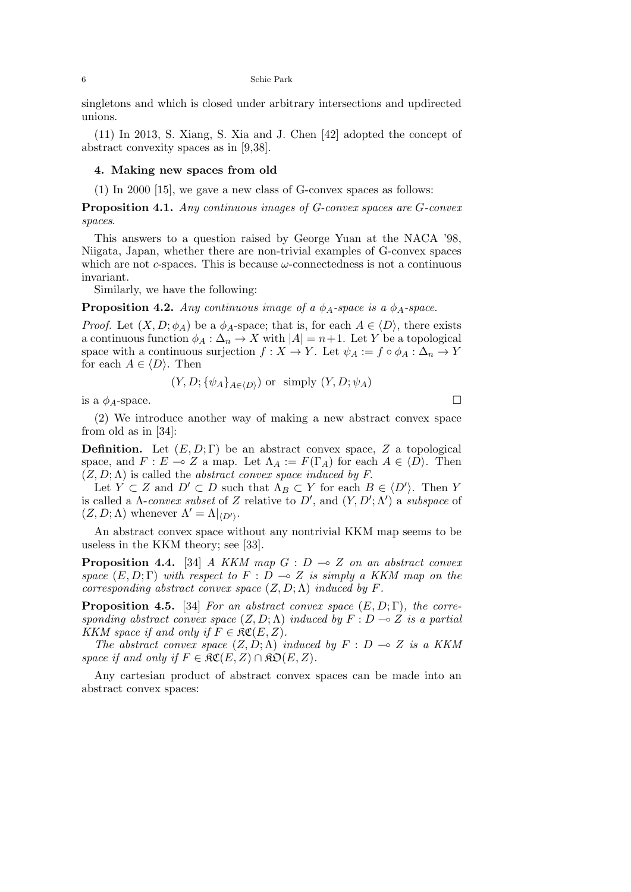singletons and which is closed under arbitrary intersections and updirected unions.

(11) In 2013, S. Xiang, S. Xia and J. Chen [42] adopted the concept of abstract convexity spaces as in [9,38].

## 4. Making new spaces from old

(1) In 2000 [15], we gave a new class of G-convex spaces as follows:

**Proposition 4.1.** *Any continuous images of G-convex spaces are G-convex spaces.*

This answers to a question raised by George Yuan at the NACA '98, Niigata, Japan, whether there are non-trivial examples of G-convex spaces which are not $c$-spaces. This is because $\omega$-connectedness is not a continuous invariant.

Similarly, we have the following:

**Proposition 4.2.** *Any continuous image of a $\phi_A$-space is a $\phi_A$-space.*

*Proof.* Let $(X, D; \phi_A)$ be a $\phi_A$-space; that is, for each $A \in \langle D \rangle$, there exists a continuous function $\phi_A : \Delta_n \to X$ with $|A| = n+1$. Let $Y$ be a topological space with a continuous surjection $f : X \to Y$. Let $\psi_A := f \circ \phi_A : \Delta_n \to Y$ for each $A \in \langle D \rangle$. Then

$$(Y, D; \{\psi_A\}_{A \in \langle D \rangle}) \text{ or simply } (Y, D; \psi_A)$$

is a $\phi_A$-space. □

(2) We introduce another way of making a new abstract convex space from old as in [34]:

**Definition.** Let $(E, D; \Gamma)$ be an abstract convex space, $Z$ a topological space, and $F : E \multimap Z$ a map. Let $\Lambda_A := F(\Gamma_A)$ for each $A \in \langle D \rangle$. Then $(Z, D; \Lambda)$ is called the *abstract convex space induced by $F$*.

Let $Y \subset Z$ and $D' \subset D$ such that $\Lambda_B \subset Y$ for each $B \in \langle D' \rangle$. Then $Y$ is called a *$\Lambda$-convex subset* of $Z$ relative to $D'$, and $(Y, D'; \Lambda')$ a *subspace* of $(Z, D; \Lambda)$ whenever $\Lambda' = \Lambda|_{\langle D' \rangle}$.

An abstract convex space without any nontrivial KKM map seems to be useless in the KKM theory; see [33].

**Proposition 4.4.** [34] *A KKM map $G : D \multimap Z$ on an abstract convex space $(E, D; \Gamma)$ with respect to $F : D \multimap Z$ is simply a KKM map on the corresponding abstract convex space $(Z, D; \Lambda)$ induced by $F$.*

**Proposition 4.5.** [34] *For an abstract convex space $(E, D; \Gamma)$, the corresponding abstract convex space $(Z, D; \Lambda)$ induced by $F : D \multimap Z$ is a partial KKM space if and only if $F \in \mathfrak{KC}(E, Z)$.*

*The abstract convex space $(Z, D; \Lambda)$ induced by $F : D \multimap Z$ is a KKM space if and only if $F \in \mathfrak{KC}(E, Z) \cap \mathfrak{KO}(E, Z)$.*

Any cartesian product of abstract convex spaces can be made into an abstract convex spaces: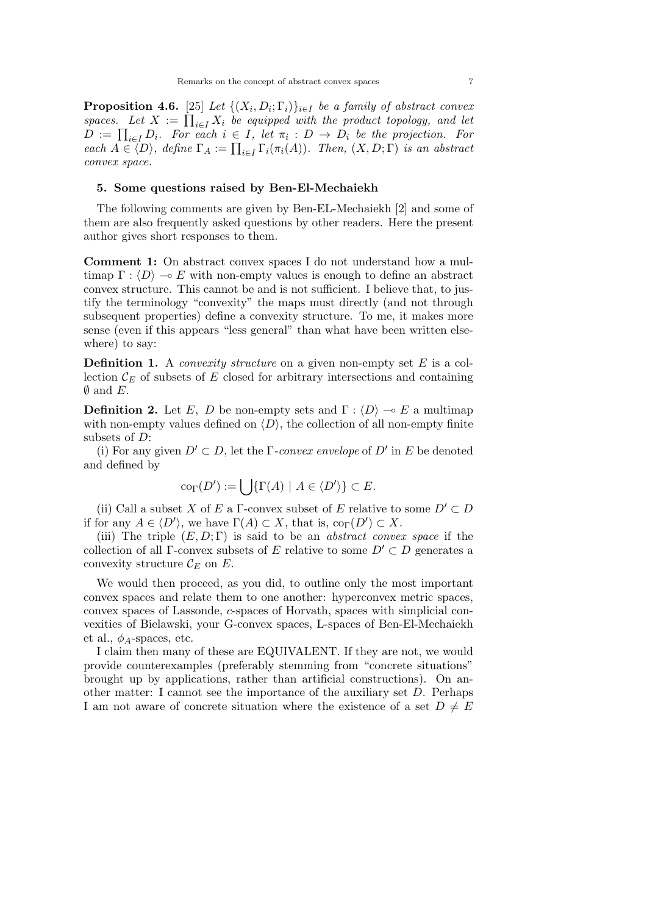**Proposition 4.6.** [25] *Let* $\{(X_i, D_i; \Gamma_i)\}_{i\in I}$ *be a family of abstract convex spaces. Let* $X := \prod_{i\in I} X_i$ *be equipped with the product topology, and let* $D := \prod_{i\in I} D_i$*. For each* $i \in I$*, let* $\pi_i : D \to D_i$ *be the projection. For each* $A \in \langle D\rangle$*, define* $\Gamma_A := \prod_{i\in I} \Gamma_i(\pi_i(A))$*. Then,* $(X, D; \Gamma)$ *is an abstract convex space.*

## 5. Some questions raised by Ben-El-Mechaiekh

The following comments are given by Ben-EL-Mechaiekh [2] and some of them are also frequently asked questions by other readers. Here the present author gives short responses to them.

**Comment 1:** On abstract convex spaces I do not understand how a multimap $\Gamma : \langle D\rangle \multimap E$ with non-empty values is enough to define an abstract convex structure. This cannot be and is not sufficient. I believe that, to justify the terminology "convexity" the maps must directly (and not through subsequent properties) define a convexity structure. To me, it makes more sense (even if this appears "less general" than what have been written elsewhere) to say:

**Definition 1.** A *convexity structure* on a given non-empty set $E$ is a collection $\mathcal{C}_E$ of subsets of $E$ closed for arbitrary intersections and containing $\emptyset$ and $E$.

**Definition 2.** Let $E$, $D$ be non-empty sets and $\Gamma : \langle D\rangle \multimap E$ a multimap with non-empty values defined on $\langle D\rangle$, the collection of all non-empty finite subsets of $D$:

(i) For any given $D' \subset D$, let the $\Gamma$-*convex envelope* of $D'$ in $E$ be denoted and defined by

$$\mathrm{co}_\Gamma(D') := \bigcup\{\Gamma(A) \mid A \in \langle D'\rangle\} \subset E.$$

(ii) Call a subset $X$ of $E$ a $\Gamma$-convex subset of $E$ relative to some $D' \subset D$ if for any $A \in \langle D'\rangle$, we have $\Gamma(A) \subset X$, that is, $\mathrm{co}_\Gamma(D') \subset X$.

(iii) The triple $(E, D; \Gamma)$ is said to be an *abstract convex space* if the collection of all $\Gamma$-convex subsets of $E$ relative to some $D' \subset D$ generates a convexity structure $\mathcal{C}_E$ on $E$.

We would then proceed, as you did, to outline only the most important convex spaces and relate them to one another: hyperconvex metric spaces, convex spaces of Lassonde, $c$-spaces of Horvath, spaces with simplicial convexities of Bielawski, your G-convex spaces, L-spaces of Ben-El-Mechaiekh et al., $\phi_A$-spaces, etc.

I claim then many of these are EQUIVALENT. If they are not, we would provide counterexamples (preferably stemming from "concrete situations" brought up by applications, rather than artificial constructions). On another matter: I cannot see the importance of the auxiliary set $D$. Perhaps I am not aware of concrete situation where the existence of a set $D \neq E$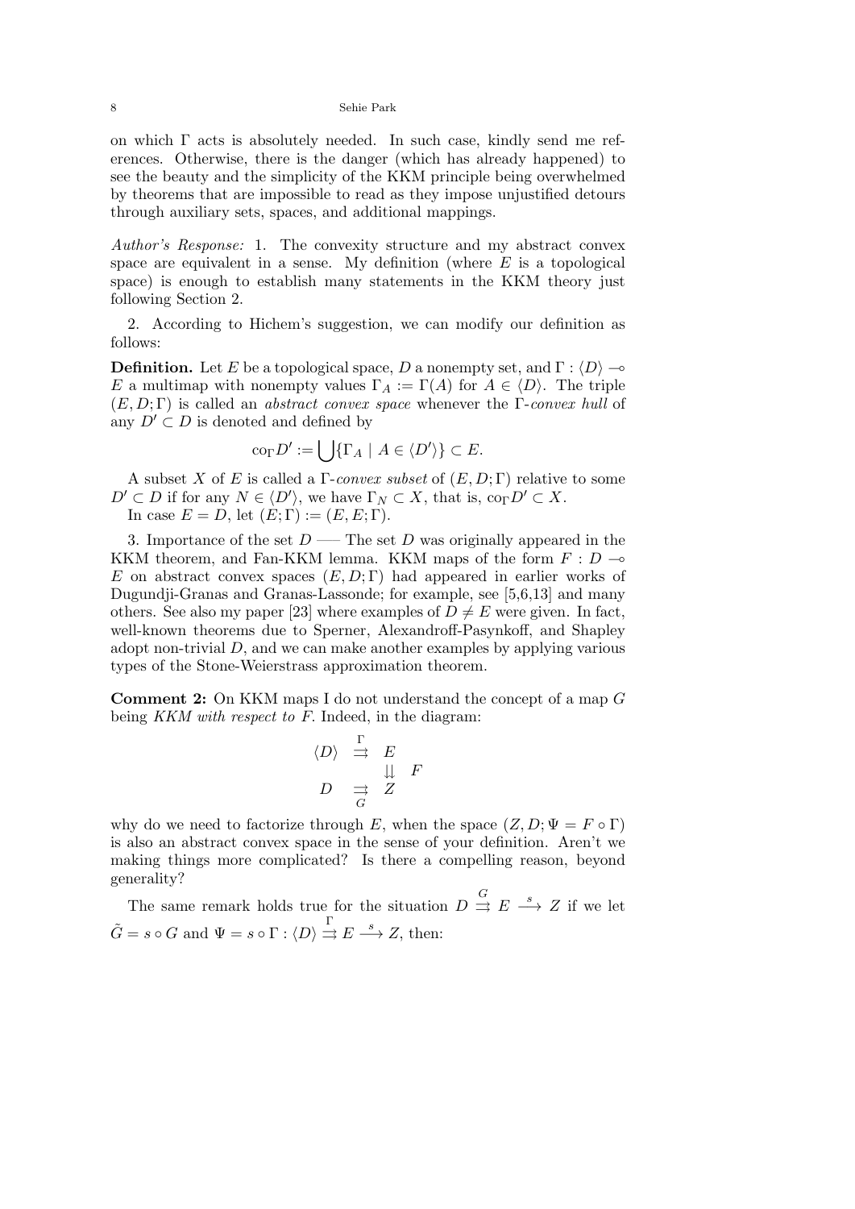on which $\Gamma$ acts is absolutely needed. In such case, kindly send me references. Otherwise, there is the danger (which has already happened) to see the beauty and the simplicity of the KKM principle being overwhelmed by theorems that are impossible to read as they impose unjustified detours through auxiliary sets, spaces, and additional mappings.

*Author's Response:* 1. The convexity structure and my abstract convex space are equivalent in a sense. My definition (where $E$ is a topological space) is enough to establish many statements in the KKM theory just following Section 2.

2. According to Hichem's suggestion, we can modify our definition as follows:

**Definition.** Let $E$ be a topological space, $D$ a nonempty set, and $\Gamma : \langle D\rangle \multimap E$ a multimap with nonempty values $\Gamma_A := \Gamma(A)$ for $A \in \langle D\rangle$. The triple $(E, D; \Gamma)$ is called an *abstract convex space* whenever the $\Gamma$-*convex hull* of any $D' \subset D$ is denoted and defined by

$$\mathrm{co}_\Gamma D' := \bigcup\{\Gamma_A \mid A \in \langle D'\rangle\} \subset E.$$

A subset $X$ of $E$ is called a $\Gamma$-*convex subset* of $(E, D; \Gamma)$ relative to some $D' \subset D$ if for any $N \in \langle D'\rangle$, we have $\Gamma_N \subset X$, that is, $\mathrm{co}_\Gamma D' \subset X$.

In case $E = D$, let $(E; \Gamma) := (E, E; \Gamma)$.

3. Importance of the set $D$ —– The set $D$ was originally appeared in the KKM theorem, and Fan-KKM lemma. KKM maps of the form $F : D \multimap E$ on abstract convex spaces $(E, D; \Gamma)$ had appeared in earlier works of Dugundji-Granas and Granas-Lassonde; for example, see [5,6,13] and many others. See also my paper [23] where examples of $D \neq E$ were given. In fact, well-known theorems due to Sperner, Alexandroff-Pasynkoff, and Shapley adopt non-trivial $D$, and we can make another examples by applying various types of the Stone-Weierstrass approximation theorem.

**Comment 2:** On KKM maps I do not understand the concept of a map $G$ being *KKM with respect to* $F$. Indeed, in the diagram:

$$\begin{array}{ccc} \langle D\rangle & \overset{\Gamma}{\rightrightarrows} & E \\ & & \downarrow\downarrow \; F \\ D & \underset{G}{\rightrightarrows} & Z \end{array}$$

why do we need to factorize through $E$, when the space $(Z, D; \Psi = F \circ \Gamma)$ is also an abstract convex space in the sense of your definition. Aren't we making things more complicated? Is there a compelling reason, beyond generality?

The same remark holds true for the situation $D \overset{G}{\rightrightarrows} E \overset{s}{\longrightarrow} Z$ if we let $\tilde{G} = s \circ G$ and $\Psi = s \circ \Gamma : \langle D\rangle \overset{\Gamma}{\rightrightarrows} E \overset{s}{\longrightarrow} Z$, then: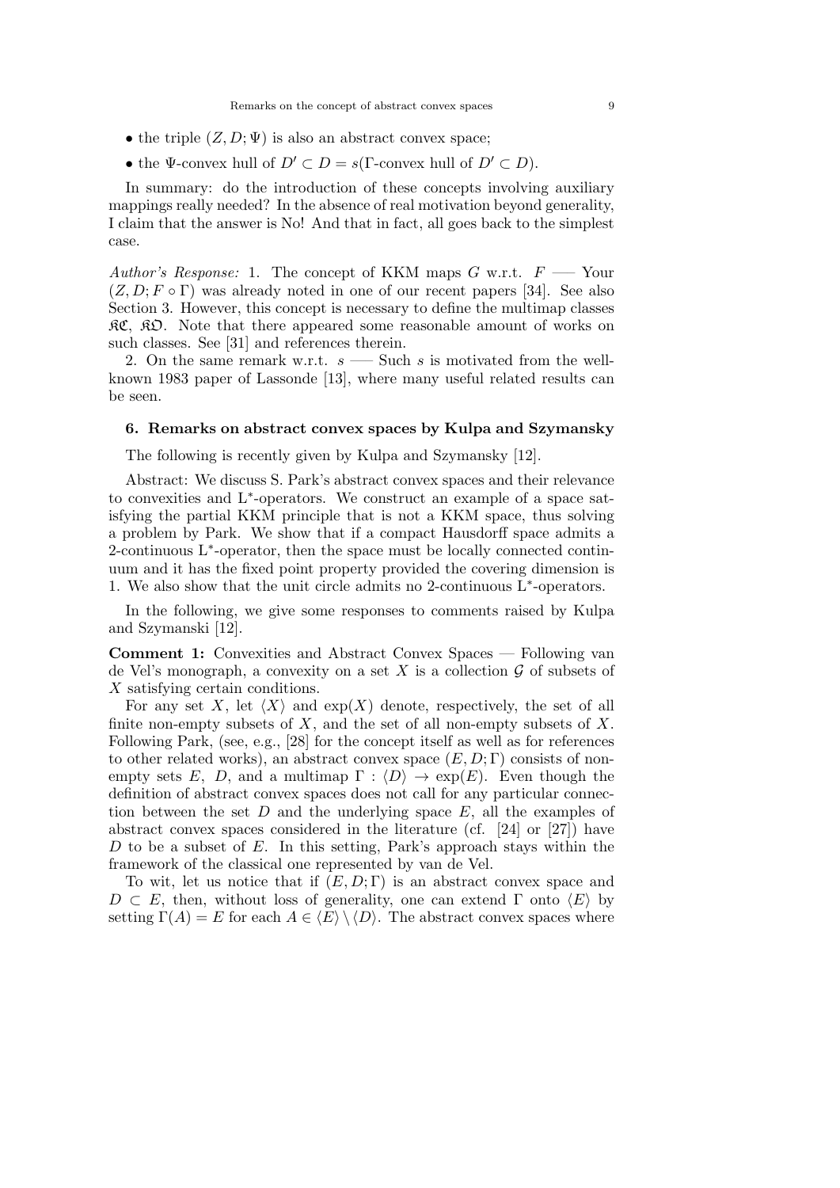- the triple $(Z, D; \Psi)$ is also an abstract convex space;
- the $\Psi$-convex hull of $D' \subset D = s(\Gamma$-convex hull of $D' \subset D)$.

In summary: do the introduction of these concepts involving auxiliary mappings really needed? In the absence of real motivation beyond generality, I claim that the answer is No! And that in fact, all goes back to the simplest case.

*Author's Response:* 1. The concept of KKM maps $G$ w.r.t. $F$ — Your $(Z, D; F \circ \Gamma)$ was already noted in one of our recent papers [34]. See also Section 3. However, this concept is necessary to define the multimap classes $\mathfrak{KC}$, $\mathfrak{KO}$. Note that there appeared some reasonable amount of works on such classes. See [31] and references therein.

2. On the same remark w.r.t. $s$ — Such $s$ is motivated from the well-known 1983 paper of Lassonde [13], where many useful related results can be seen.

## 6. Remarks on abstract convex spaces by Kulpa and Szymansky

The following is recently given by Kulpa and Szymansky [12].

Abstract: We discuss S. Park's abstract convex spaces and their relevance to convexities and L$^*$-operators. We construct an example of a space satisfying the partial KKM principle that is not a KKM space, thus solving a problem by Park. We show that if a compact Hausdorff space admits a 2-continuous L$^*$-operator, then the space must be locally connected continuum and it has the fixed point property provided the covering dimension is 1. We also show that the unit circle admits no 2-continuous L$^*$-operators.

In the following, we give some responses to comments raised by Kulpa and Szymanski [12].

**Comment 1:** Convexities and Abstract Convex Spaces — Following van de Vel's monograph, a convexity on a set $X$ is a collection $\mathcal{G}$ of subsets of $X$ satisfying certain conditions.

For any set $X$, let $\langle X \rangle$ and $\exp(X)$ denote, respectively, the set of all finite non-empty subsets of $X$, and the set of all non-empty subsets of $X$. Following Park, (see, e.g., [28] for the concept itself as well as for references to other related works), an abstract convex space $(E, D; \Gamma)$ consists of non-empty sets $E$, $D$, and a multimap $\Gamma : \langle D \rangle \to \exp(E)$. Even though the definition of abstract convex spaces does not call for any particular connection between the set $D$ and the underlying space $E$, all the examples of abstract convex spaces considered in the literature (cf. [24] or [27]) have $D$ to be a subset of $E$. In this setting, Park's approach stays within the framework of the classical one represented by van de Vel.

To wit, let us notice that if $(E, D; \Gamma)$ is an abstract convex space and $D \subset E$, then, without loss of generality, one can extend $\Gamma$ onto $\langle E \rangle$ by setting $\Gamma(A) = E$ for each $A \in \langle E \rangle \setminus \langle D \rangle$. The abstract convex spaces where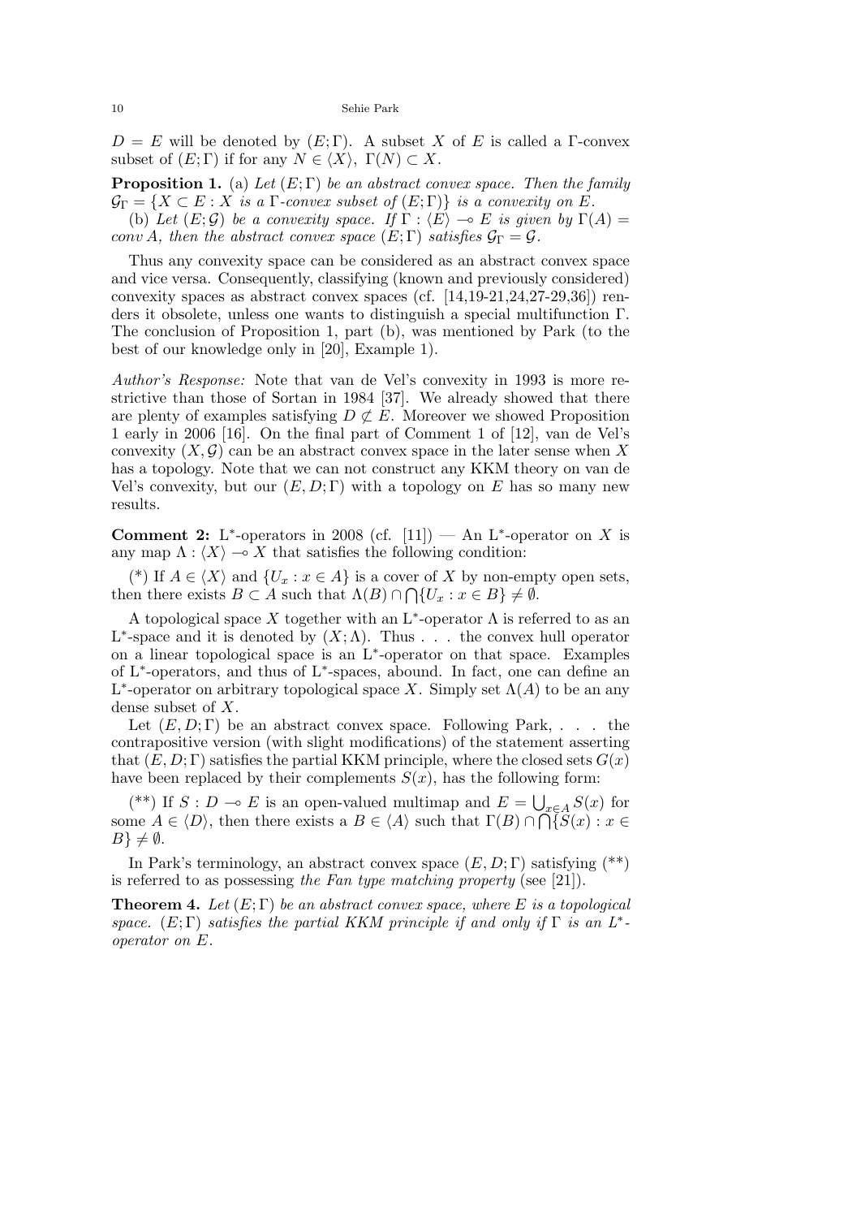$D = E$ will be denoted by $(E;\Gamma)$. A subset $X$ of $E$ is called a $\Gamma$-convex subset of $(E;\Gamma)$ if for any $N \in \langle X \rangle$, $\Gamma(N) \subset X$.

**Proposition 1.** (a) *Let $(E;\Gamma)$ be an abstract convex space. Then the family $\mathcal{G}_\Gamma = \{X \subset E : X$ is a $\Gamma$-convex subset of $(E;\Gamma)\}$ is a convexity on $E$.*

(b) *Let $(E;\mathcal{G})$ be a convexity space. If $\Gamma : \langle E \rangle \multimap E$ is given by $\Gamma(A) = conv\, A$, then the abstract convex space $(E;\Gamma)$ satisfies $\mathcal{G}_\Gamma = \mathcal{G}$.*

Thus any convexity space can be considered as an abstract convex space and vice versa. Consequently, classifying (known and previously considered) convexity spaces as abstract convex spaces (cf. [14,19-21,24,27-29,36]) renders it obsolete, unless one wants to distinguish a special multifunction $\Gamma$. The conclusion of Proposition 1, part (b), was mentioned by Park (to the best of our knowledge only in [20], Example 1).

*Author's Response:* Note that van de Vel's convexity in 1993 is more restrictive than those of Sortan in 1984 [37]. We already showed that there are plenty of examples satisfying $D \not\subset E$. Moreover we showed Proposition 1 early in 2006 [16]. On the final part of Comment 1 of [12], van de Vel's convexity $(X,\mathcal{G})$ can be an abstract convex space in the later sense when $X$ has a topology. Note that we can not construct any KKM theory on van de Vel's convexity, but our $(E,D;\Gamma)$ with a topology on $E$ has so many new results.

**Comment 2:** L$^*$-operators in 2008 (cf. [11]) — An L$^*$-operator on $X$ is any map $\Lambda : \langle X \rangle \multimap X$ that satisfies the following condition:

(\*) If $A \in \langle X \rangle$ and $\{U_x : x \in A\}$ is a cover of $X$ by non-empty open sets, then there exists $B \subset A$ such that $\Lambda(B) \cap \bigcap \{U_x : x \in B\} \neq \emptyset$.

A topological space $X$ together with an L$^*$-operator $\Lambda$ is referred to as an L$^*$-space and it is denoted by $(X;\Lambda)$. Thus . . . the convex hull operator on a linear topological space is an L$^*$-operator on that space. Examples of L$^*$-operators, and thus of L$^*$-spaces, abound. In fact, one can define an L$^*$-operator on arbitrary topological space $X$. Simply set $\Lambda(A)$ to be an any dense subset of $X$.

Let $(E,D;\Gamma)$ be an abstract convex space. Following Park, . . . the contrapositive version (with slight modifications) of the statement asserting that $(E,D;\Gamma)$ satisfies the partial KKM principle, where the closed sets $G(x)$ have been replaced by their complements $S(x)$, has the following form:

(\*\*) If $S : D \multimap E$ is an open-valued multimap and $E = \bigcup_{x \in A} S(x)$ for some $A \in \langle D \rangle$, then there exists a $B \in \langle A \rangle$ such that $\Gamma(B) \cap \bigcap \{S(x) : x \in B\} \neq \emptyset$.

In Park's terminology, an abstract convex space $(E,D;\Gamma)$ satisfying (\*\*) is referred to as possessing *the Fan type matching property* (see [21]).

**Theorem 4.** *Let $(E;\Gamma)$ be an abstract convex space, where $E$ is a topological space. $(E;\Gamma)$ satisfies the partial KKM principle if and only if $\Gamma$ is an L$^*$-operator on $E$.*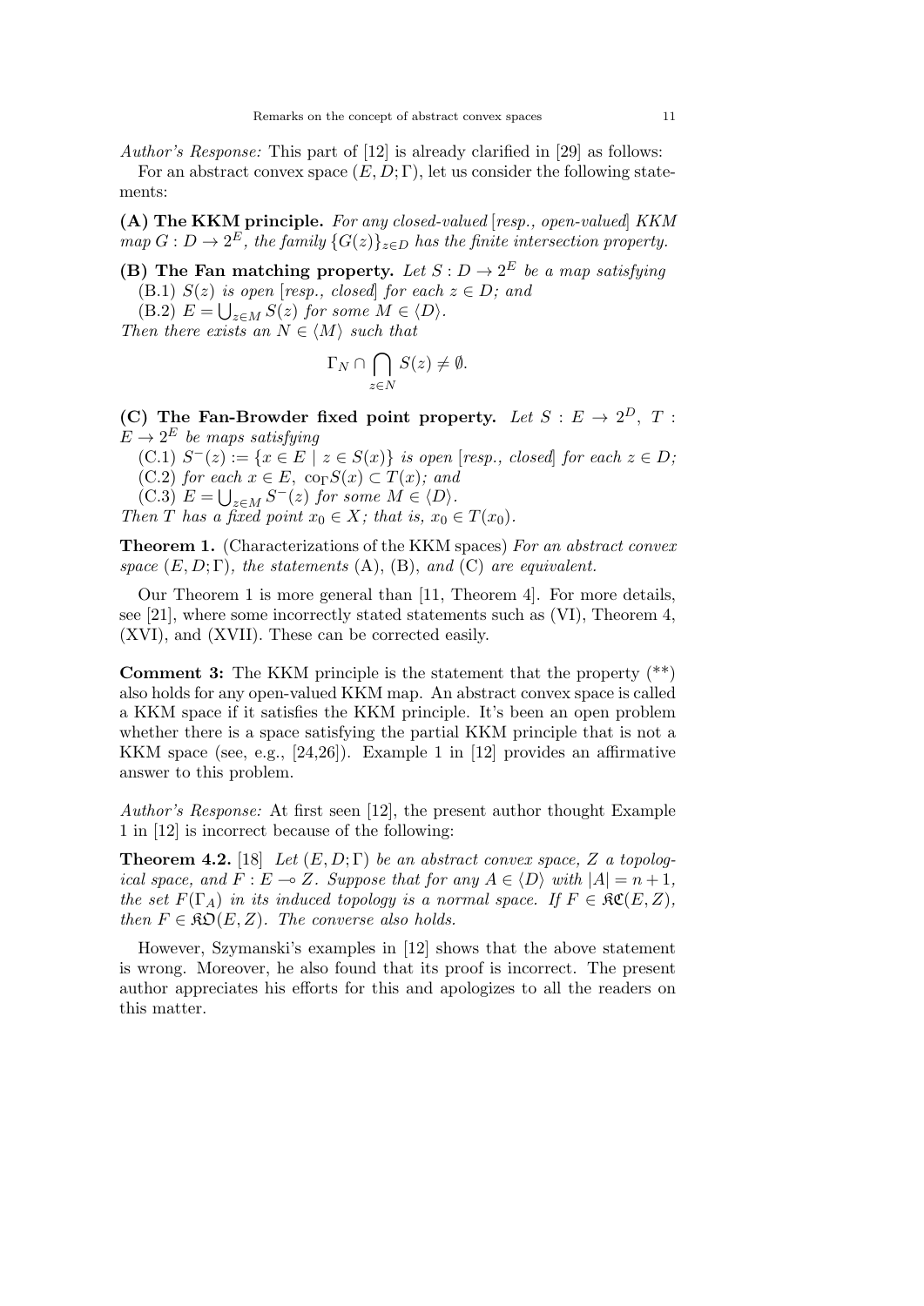*Author's Response:* This part of [12] is already clarified in [29] as follows:

For an abstract convex space $(E, D; \Gamma)$, let us consider the following statements:

**(A) The KKM principle.** *For any closed-valued [resp., open-valued] KKM map $G : D \to 2^E$, the family $\{G(z)\}_{z \in D}$ has the finite intersection property.*

**(B) The Fan matching property.** *Let $S : D \to 2^E$ be a map satisfying*

(B.1) *$S(z)$ is open [resp., closed] for each $z \in D$; and*

(B.2) *$E = \bigcup_{z \in M} S(z)$ for some $M \in \langle D \rangle$.*

*Then there exists an $N \in \langle M \rangle$ such that*

$$\Gamma_N \cap \bigcap_{z \in N} S(z) \neq \emptyset.$$

**(C) The Fan-Browder fixed point property.** *Let $S : E \to 2^D$, $T : E \to 2^E$ be maps satisfying*

(C.1) *$S^-(z) := \{x \in E \mid z \in S(x)\}$ is open [resp., closed] for each $z \in D$;*

(C.2) *for each $x \in E$, $\mathrm{co}_\Gamma S(x) \subset T(x)$; and*

(C.3) *$E = \bigcup_{z \in M} S^-(z)$ for some $M \in \langle D \rangle$.*

*Then $T$ has a fixed point $x_0 \in X$; that is, $x_0 \in T(x_0)$.*

**Theorem 1.** (Characterizations of the KKM spaces) *For an abstract convex space $(E, D; \Gamma)$, the statements* (A), (B), *and* (C) *are equivalent.*

Our Theorem 1 is more general than [11, Theorem 4]. For more details, see [21], where some incorrectly stated statements such as (VI), Theorem 4, (XVI), and (XVII). These can be corrected easily.

**Comment 3:** The KKM principle is the statement that the property (**) also holds for any open-valued KKM map. An abstract convex space is called a KKM space if it satisfies the KKM principle. It's been an open problem whether there is a space satisfying the partial KKM principle that is not a KKM space (see, e.g., [24,26]). Example 1 in [12] provides an affirmative answer to this problem.

*Author's Response:* At first seen [12], the present author thought Example 1 in [12] is incorrect because of the following:

**Theorem 4.2.** [18] *Let $(E, D; \Gamma)$ be an abstract convex space, $Z$ a topological space, and $F : E \multimap Z$. Suppose that for any $A \in \langle D \rangle$ with $|A| = n + 1$, the set $F(\Gamma_A)$ in its induced topology is a normal space. If $F \in \mathfrak{KC}(E, Z)$, then $F \in \mathfrak{KO}(E, Z)$. The converse also holds.*

However, Szymanski's examples in [12] shows that the above statement is wrong. Moreover, he also found that its proof is incorrect. The present author appreciates his efforts for this and apologizes to all the readers on this matter.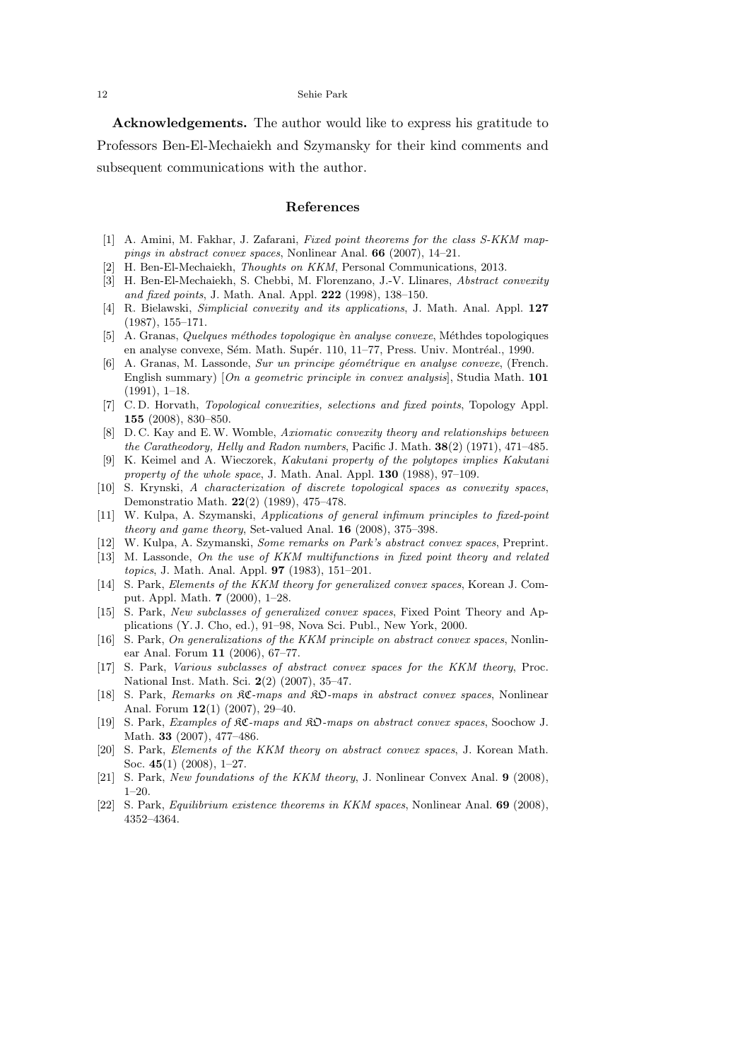**Acknowledgements.** The author would like to express his gratitude to Professors Ben-El-Mechaiekh and Szymansky for their kind comments and subsequent communications with the author.

## References

[1] A. Amini, M. Fakhar, J. Zafarani, *Fixed point theorems for the class S-KKM mappings in abstract convex spaces*, Nonlinear Anal. **66** (2007), 14–21.

[2] H. Ben-El-Mechaiekh, *Thoughts on KKM*, Personal Communications, 2013.

[3] H. Ben-El-Mechaiekh, S. Chebbi, M. Florenzano, J.-V. Llinares, *Abstract convexity and fixed points*, J. Math. Anal. Appl. **222** (1998), 138–150.

[4] R. Bielawski, *Simplicial convexity and its applications*, J. Math. Anal. Appl. **127** (1987), 155–171.

[5] A. Granas, *Quelques méthodes topologique èn analyse convexe*, Méthdes topologiques en analyse convexe, Sém. Math. Supér. 110, 11–77, Press. Univ. Montréal., 1990.

[6] A. Granas, M. Lassonde, *Sur un principe géométrique en analyse convexe*, (French. English summary) [*On a geometric principle in convex analysis*], Studia Math. **101** (1991), 1–18.

[7] C. D. Horvath, *Topological convexities, selections and fixed points*, Topology Appl. **155** (2008), 830–850.

[8] D. C. Kay and E. W. Womble, *Axiomatic convexity theory and relationships between the Caratheodory, Helly and Radon numbers*, Pacific J. Math. **38**(2) (1971), 471–485.

[9] K. Keimel and A. Wieczorek, *Kakutani property of the polytopes implies Kakutani property of the whole space*, J. Math. Anal. Appl. **130** (1988), 97–109.

[10] S. Krynski, *A characterization of discrete topological spaces as convexity spaces*, Demonstratio Math. **22**(2) (1989), 475–478.

[11] W. Kulpa, A. Szymanski, *Applications of general infimum principles to fixed-point theory and game theory*, Set-valued Anal. **16** (2008), 375–398.

[12] W. Kulpa, A. Szymanski, *Some remarks on Park's abstract convex spaces*, Preprint.

[13] M. Lassonde, *On the use of KKM multifunctions in fixed point theory and related topics*, J. Math. Anal. Appl. **97** (1983), 151–201.

[14] S. Park, *Elements of the KKM theory for generalized convex spaces*, Korean J. Comput. Appl. Math. **7** (2000), 1–28.

[15] S. Park, *New subclasses of generalized convex spaces*, Fixed Point Theory and Applications (Y. J. Cho, ed.), 91–98, Nova Sci. Publ., New York, 2000.

[16] S. Park, *On generalizations of the KKM principle on abstract convex spaces*, Nonlinear Anal. Forum **11** (2006), 67–77.

[17] S. Park, *Various subclasses of abstract convex spaces for the KKM theory*, Proc. National Inst. Math. Sci. **2**(2) (2007), 35–47.

[18] S. Park, *Remarks on $\mathfrak{KC}$-maps and $\mathfrak{KO}$-maps in abstract convex spaces*, Nonlinear Anal. Forum **12**(1) (2007), 29–40.

[19] S. Park, *Examples of $\mathfrak{KC}$-maps and $\mathfrak{KO}$-maps on abstract convex spaces*, Soochow J. Math. **33** (2007), 477–486.

[20] S. Park, *Elements of the KKM theory on abstract convex spaces*, J. Korean Math. Soc. **45**(1) (2008), 1–27.

[21] S. Park, *New foundations of the KKM theory*, J. Nonlinear Convex Anal. **9** (2008), 1–20.

[22] S. Park, *Equilibrium existence theorems in KKM spaces*, Nonlinear Anal. **69** (2008), 4352–4364.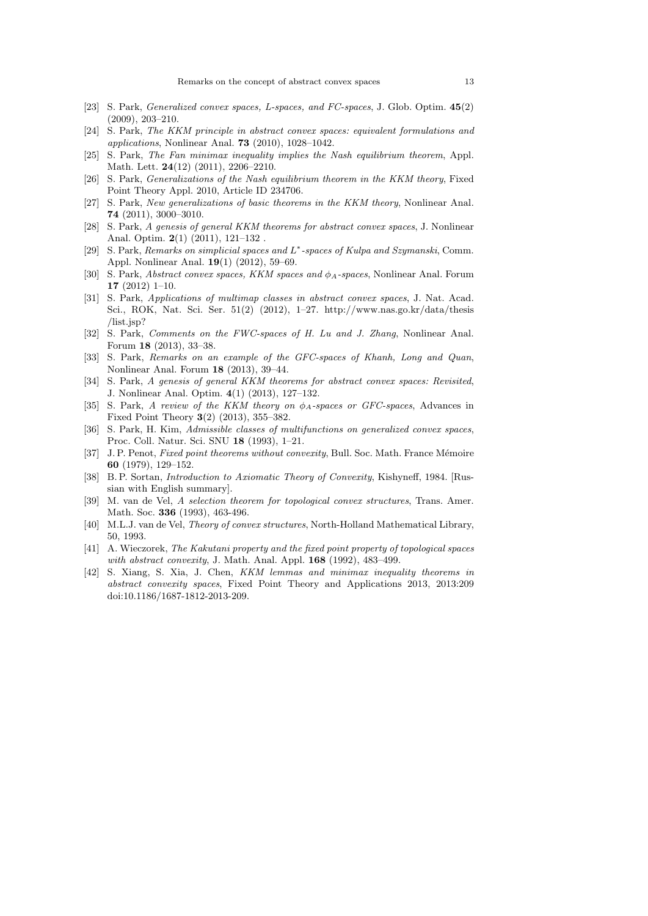[23] S. Park, *Generalized convex spaces, L-spaces, and FC-spaces*, J. Glob. Optim. **45**(2) (2009), 203–210.

[24] S. Park, *The KKM principle in abstract convex spaces: equivalent formulations and applications*, Nonlinear Anal. **73** (2010), 1028–1042.

[25] S. Park, *The Fan minimax inequality implies the Nash equilibrium theorem*, Appl. Math. Lett. **24**(12) (2011), 2206–2210.

[26] S. Park, *Generalizations of the Nash equilibrium theorem in the KKM theory*, Fixed Point Theory Appl. 2010, Article ID 234706.

[27] S. Park, *New generalizations of basic theorems in the KKM theory*, Nonlinear Anal. **74** (2011), 3000–3010.

[28] S. Park, *A genesis of general KKM theorems for abstract convex spaces*, J. Nonlinear Anal. Optim. **2**(1) (2011), 121–132 .

[29] S. Park, *Remarks on simplicial spaces and $L^*$-spaces of Kulpa and Szymanski*, Comm. Appl. Nonlinear Anal. **19**(1) (2012), 59–69.

[30] S. Park, *Abstract convex spaces, KKM spaces and $\phi_A$-spaces*, Nonlinear Anal. Forum **17** (2012) 1–10.

[31] S. Park, *Applications of multimap classes in abstract convex spaces*, J. Nat. Acad. Sci., ROK, Nat. Sci. Ser. 51(2) (2012), 1–27. http://www.nas.go.kr/data/thesis /list.jsp?

[32] S. Park, *Comments on the FWC-spaces of H. Lu and J. Zhang*, Nonlinear Anal. Forum **18** (2013), 33–38.

[33] S. Park, *Remarks on an example of the GFC-spaces of Khanh, Long and Quan*, Nonlinear Anal. Forum **18** (2013), 39–44.

[34] S. Park, *A genesis of general KKM theorems for abstract convex spaces: Revisited*, J. Nonlinear Anal. Optim. **4**(1) (2013), 127–132.

[35] S. Park, *A review of the KKM theory on $\phi_A$-spaces or GFC-spaces*, Advances in Fixed Point Theory **3**(2) (2013), 355–382.

[36] S. Park, H. Kim, *Admissible classes of multifunctions on generalized convex spaces*, Proc. Coll. Natur. Sci. SNU **18** (1993), 1–21.

[37] J. P. Penot, *Fixed point theorems without convexity*, Bull. Soc. Math. France Mémoire **60** (1979), 129–152.

[38] B. P. Sortan, *Introduction to Axiomatic Theory of Convexity*, Kishyneff, 1984. [Russian with English summary].

[39] M. van de Vel, *A selection theorem for topological convex structures*, Trans. Amer. Math. Soc. **336** (1993), 463-496.

[40] M.L.J. van de Vel, *Theory of convex structures*, North-Holland Mathematical Library, 50, 1993.

[41] A. Wieczorek, *The Kakutani property and the fixed point property of topological spaces with abstract convexity*, J. Math. Anal. Appl. **168** (1992), 483–499.

[42] S. Xiang, S. Xia, J. Chen, *KKM lemmas and minimax inequality theorems in abstract convexity spaces*, Fixed Point Theory and Applications 2013, 2013:209 doi:10.1186/1687-1812-2013-209.